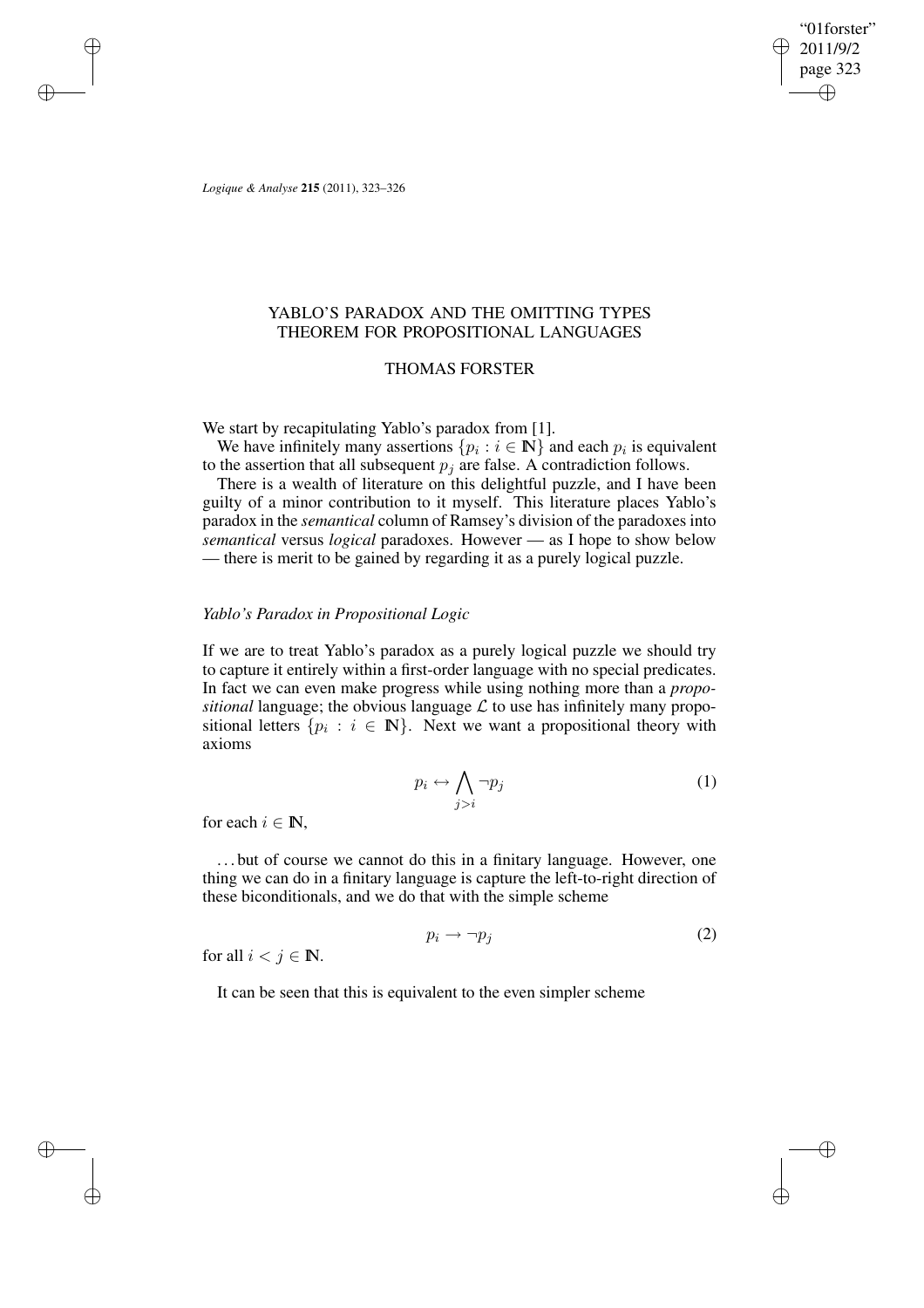# YABLO'S PARADOX AND THE OMITTING TYPES THEOREM FOR PROPOSITIONAL LANGUAGES

## THOMAS FORSTER

We start by recapitulating Yablo's paradox from [1].

We have infinitely many assertions $\{p_i : i \in \mathbb{N}\}$ and each $p_i$ is equivalent to the assertion that all subsequent $p_j$ are false. A contradiction follows.

There is a wealth of literature on this delightful puzzle, and I have been guilty of a minor contribution to it myself. This literature places Yablo's paradox in the *semantical* column of Ramsey's division of the paradoxes into *semantical* versus *logical* paradoxes. However — as I hope to show below — there is merit to be gained by regarding it as a purely logical puzzle.

### *Yablo's Paradox in Propositional Logic*

If we are to treat Yablo's paradox as a purely logical puzzle we should try to capture it entirely within a first-order language with no special predicates. In fact we can even make progress while using nothing more than a *propositional* language; the obvious language $\mathcal{L}$ to use has infinitely many propositional letters $\{p_i : i \in \mathbb{N}\}$. Next we want a propositional theory with axioms

$$p_i \leftrightarrow \bigwedge_{j>i} \neg p_j \tag{1}$$

for each $i \in \mathbb{N}$,

…but of course we cannot do this in a finitary language. However, one thing we can do in a finitary language is capture the left-to-right direction of these biconditionals, and we do that with the simple scheme

$$p_i \to \neg p_j \tag{2}$$

for all $i < j \in \mathbb{N}$.

It can be seen that this is equivalent to the even simpler scheme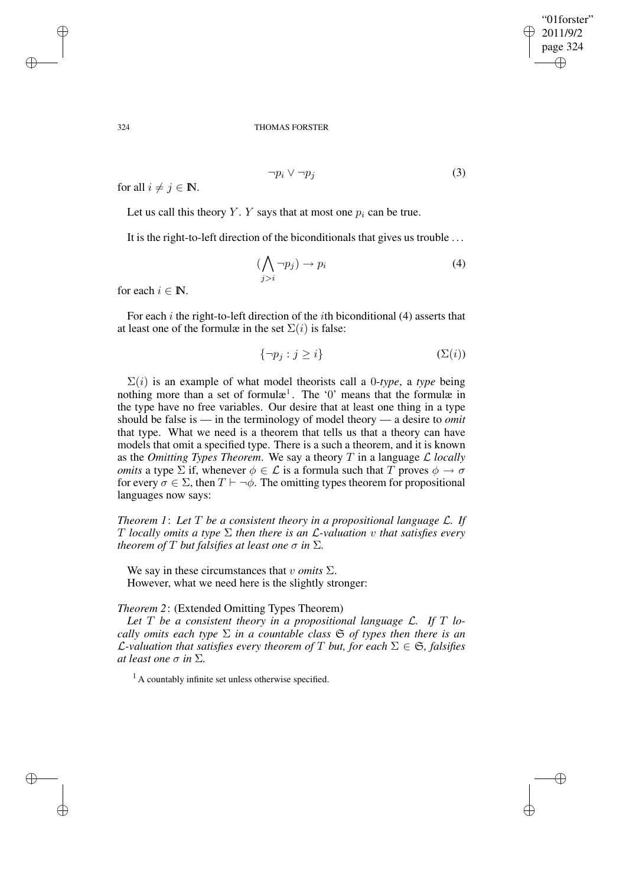$$\neg p_i \vee \neg p_j \tag{3}$$

for all $i \neq j \in \mathbb{N}$.

Let us call this theory $Y$. $Y$ says that at most one $p_i$ can be true.

It is the right-to-left direction of the biconditionals that gives us trouble . . .

$$(\bigwedge_{j>i} \neg p_j) \to p_i \tag{4}$$

for each $i \in \mathbb{N}$.

For each $i$ the right-to-left direction of the $i$th biconditional (4) asserts that at least one of the formulæ in the set $\Sigma(i)$ is false:

$$\{\neg p_j : j \geq i\} \tag{$\Sigma(i)$}$$

$\Sigma(i)$ is an example of what model theorists call a 0-*type*, a *type* being nothing more than a set of formulæ[1]. The '0' means that the formulæ in the type have no free variables. Our desire that at least one thing in a type should be false is — in the terminology of model theory — a desire to *omit* that type. What we need is a theorem that tells us that a theory can have models that omit a specified type. There is a such a theorem, and it is known as the *Omitting Types Theorem*. We say a theory $T$ in a language $\mathcal{L}$ *locally omits* a type $\Sigma$ if, whenever $\phi \in \mathcal{L}$ is a formula such that $T$ proves $\phi \to \sigma$ for every $\sigma \in \Sigma$, then $T \vdash \neg\phi$. The omitting types theorem for propositional languages now says:

*Theorem 1*: *Let $T$ be a consistent theory in a propositional language $\mathcal{L}$. If $T$ locally omits a type $\Sigma$ then there is an $\mathcal{L}$-valuation $v$ that satisfies every theorem of $T$ but falsifies at least one $\sigma$ in $\Sigma$.*

We say in these circumstances that $v$ *omits* $\Sigma$.
However, what we need here is the slightly stronger:

*Theorem 2*: (Extended Omitting Types Theorem)
*Let $T$ be a consistent theory in a propositional language $\mathcal{L}$. If $T$ locally omits each type $\Sigma$ in a countable class $\mathfrak{S}$ of types then there is an $\mathcal{L}$-valuation that satisfies every theorem of $T$ but, for each $\Sigma \in \mathfrak{S}$, falsifies at least one $\sigma$ in $\Sigma$.*

[1] A countably infinite set unless otherwise specified.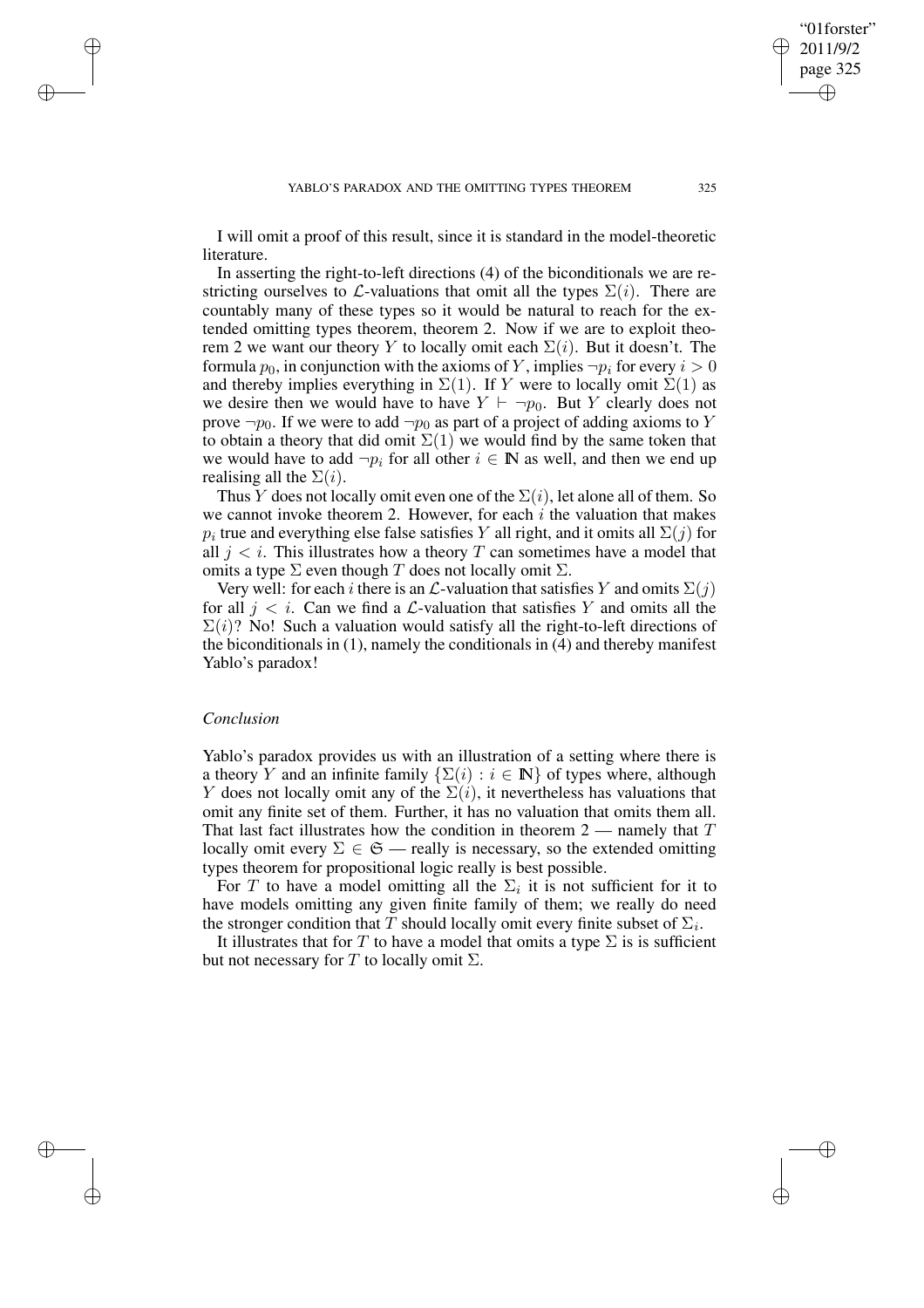I will omit a proof of this result, since it is standard in the model-theoretic literature.

In asserting the right-to-left directions (4) of the biconditionals we are restricting ourselves to $\mathcal{L}$-valuations that omit all the types $\Sigma(i)$. There are countably many of these types so it would be natural to reach for the extended omitting types theorem, theorem 2. Now if we are to exploit theorem 2 we want our theory $Y$ to locally omit each $\Sigma(i)$. But it doesn't. The formula $p_0$, in conjunction with the axioms of $Y$, implies $\neg p_i$ for every $i > 0$ and thereby implies everything in $\Sigma(1)$. If $Y$ were to locally omit $\Sigma(1)$ as we desire then we would have to have $Y \vdash \neg p_0$. But $Y$ clearly does not prove $\neg p_0$. If we were to add $\neg p_0$ as part of a project of adding axioms to $Y$ to obtain a theory that did omit $\Sigma(1)$ we would find by the same token that we would have to add $\neg p_i$ for all other $i \in \mathbb{N}$ as well, and then we end up realising all the $\Sigma(i)$.

Thus $Y$ does not locally omit even one of the $\Sigma(i)$, let alone all of them. So we cannot invoke theorem 2. However, for each $i$ the valuation that makes $p_i$ true and everything else false satisfies $Y$ all right, and it omits all $\Sigma(j)$ for all $j < i$. This illustrates how a theory $T$ can sometimes have a model that omits a type $\Sigma$ even though $T$ does not locally omit $\Sigma$.

Very well: for each $i$ there is an $\mathcal{L}$-valuation that satisfies $Y$ and omits $\Sigma(j)$ for all $j < i$. Can we find a $\mathcal{L}$-valuation that satisfies $Y$ and omits all the $\Sigma(i)$? No! Such a valuation would satisfy all the right-to-left directions of the biconditionals in (1), namely the conditionals in (4) and thereby manifest Yablo's paradox!

### *Conclusion*

Yablo's paradox provides us with an illustration of a setting where there is a theory $Y$ and an infinite family $\{\Sigma(i) : i \in \mathbb{N}\}$ of types where, although $Y$ does not locally omit any of the $\Sigma(i)$, it nevertheless has valuations that omit any finite set of them. Further, it has no valuation that omits them all. That last fact illustrates how the condition in theorem 2 — namely that $T$ locally omit every $\Sigma \in \mathfrak{S}$ — really is necessary, so the extended omitting types theorem for propositional logic really is best possible.

For $T$ to have a model omitting all the $\Sigma_i$ it is not sufficient for it to have models omitting any given finite family of them; we really do need the stronger condition that $T$ should locally omit every finite subset of $\Sigma_i$.

It illustrates that for $T$ to have a model that omits a type $\Sigma$ is is sufficient but not necessary for $T$ to locally omit $\Sigma$.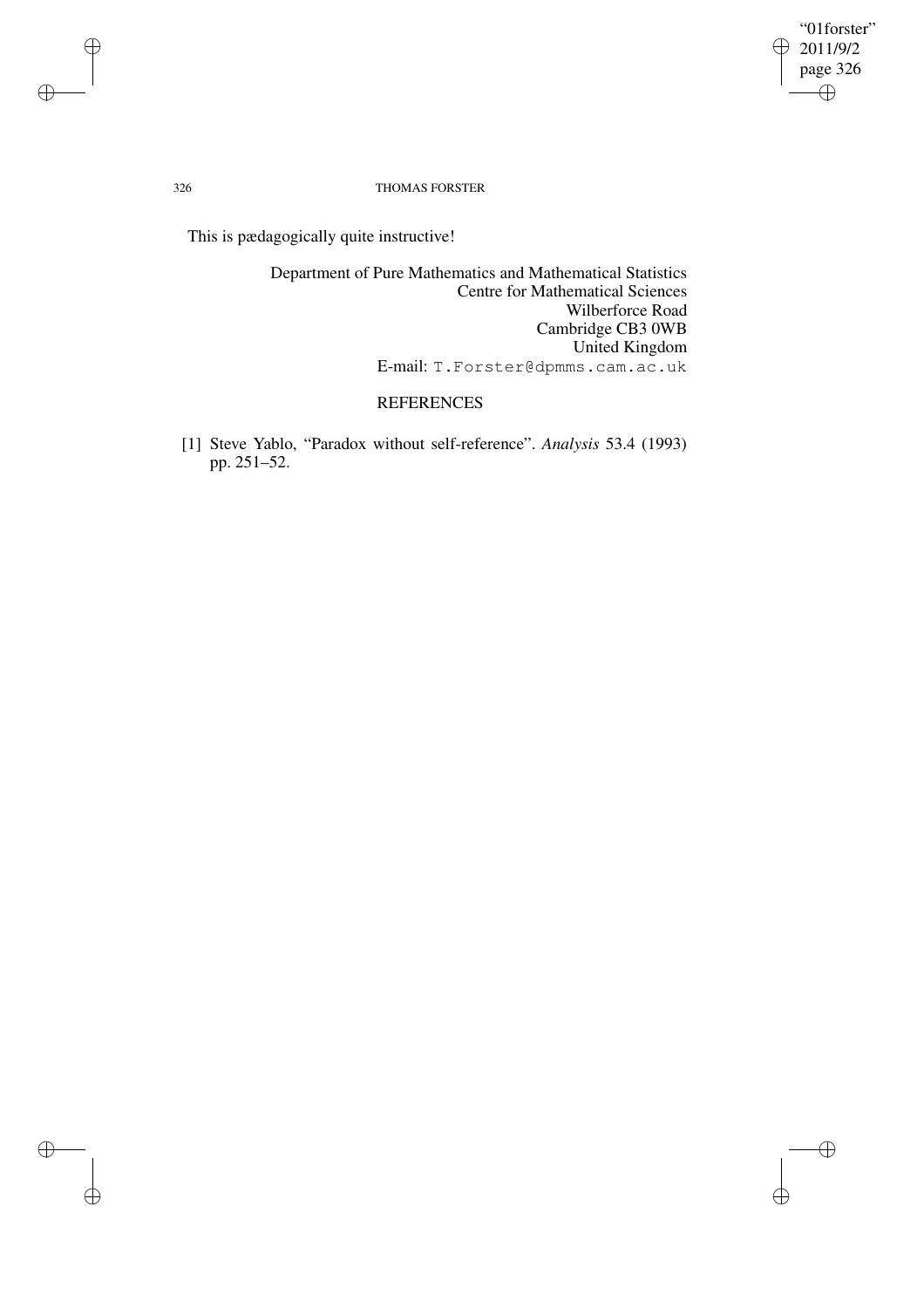This is pædagogically quite instructive!

Department of Pure Mathematics and Mathematical Statistics
Centre for Mathematical Sciences
Wilberforce Road
Cambridge CB3 0WB
United Kingdom
E-mail: T.Forster@dpmms.cam.ac.uk

## REFERENCES

[1] Steve Yablo, "Paradox without self-reference". *Analysis* 53.4 (1993) pp. 251–52.